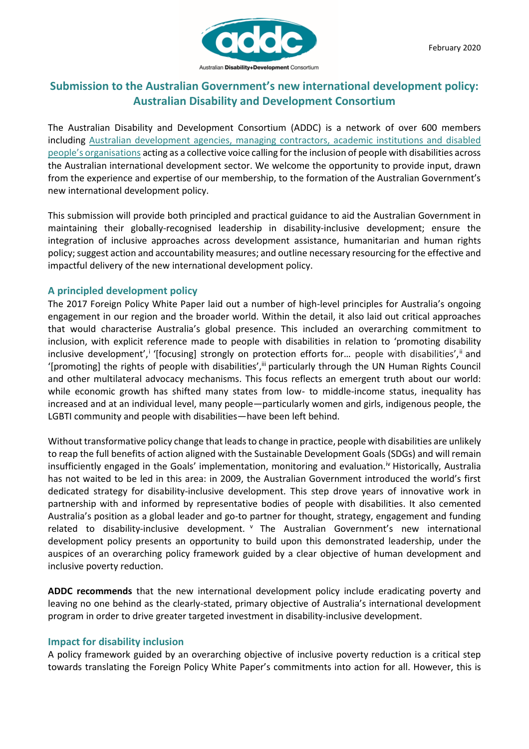February 2020

# Submission to the Australian Government's new international development policy: Australian Disability and Development Consortium

The Australian Disability and Development Consortium (ADDC) is a network of over 600 members including Australian development agencies, managing contractors, academic institutions and disabled people's organisations acting as a collective voice calling for the inclusion of people with disabilities across the Australian international development sector. We welcome the opportunity to provide input, drawn from the experience and expertise of our membership, to the formation of the Australian Government's new international development policy.

This submission will provide both principled and practical guidance to aid the Australian Government in maintaining their globally-recognised leadership in disability-inclusive development; ensure the integration of inclusive approaches across development assistance, humanitarian and human rights policy; suggest action and accountability measures; and outline necessary resourcing for the effective and impactful delivery of the new international development policy.

## A principled development policy

The 2017 Foreign Policy White Paper laid out a number of high-level principles for Australia's ongoing engagement in our region and the broader world. Within the detail, it also laid out critical approaches that would characterise Australia's global presence. This included an overarching commitment to inclusion, with explicit reference made to people with disabilities in relation to 'promoting disability inclusive development',[i] '[focusing] strongly on protection efforts for… people with disabilities',[ii] and '[promoting] the rights of people with disabilities',[iii] particularly through the UN Human Rights Council and other multilateral advocacy mechanisms. This focus reflects an emergent truth about our world: while economic growth has shifted many states from low- to middle-income status, inequality has increased and at an individual level, many people—particularly women and girls, indigenous people, the LGBTI community and people with disabilities—have been left behind.

Without transformative policy change that leads to change in practice, people with disabilities are unlikely to reap the full benefits of action aligned with the Sustainable Development Goals (SDGs) and will remain insufficiently engaged in the Goals' implementation, monitoring and evaluation.[iv] Historically, Australia has not waited to be led in this area: in 2009, the Australian Government introduced the world's first dedicated strategy for disability-inclusive development. This step drove years of innovative work in partnership with and informed by representative bodies of people with disabilities. It also cemented Australia's position as a global leader and go-to partner for thought, strategy, engagement and funding related to disability-inclusive development.[v] The Australian Government's new international development policy presents an opportunity to build upon this demonstrated leadership, under the auspices of an overarching policy framework guided by a clear objective of human development and inclusive poverty reduction.

**ADDC recommends** that the new international development policy include eradicating poverty and leaving no one behind as the clearly-stated, primary objective of Australia's international development program in order to drive greater targeted investment in disability-inclusive development.

## Impact for disability inclusion

A policy framework guided by an overarching objective of inclusive poverty reduction is a critical step towards translating the Foreign Policy White Paper's commitments into action for all. However, this is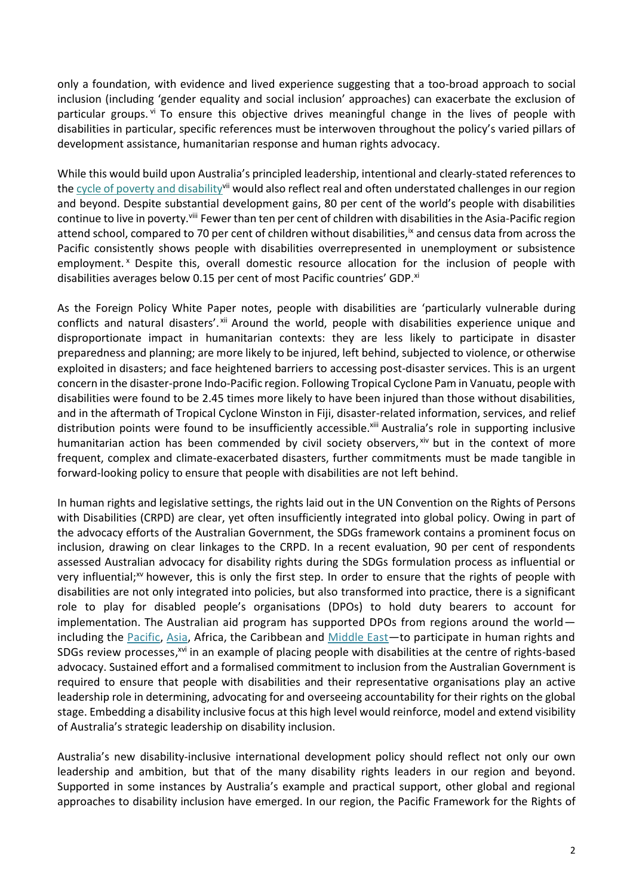only a foundation, with evidence and lived experience suggesting that a too-broad approach to social inclusion (including 'gender equality and social inclusion' approaches) can exacerbate the exclusion of particular groups.[vi] To ensure this objective drives meaningful change in the lives of people with disabilities in particular, specific references must be interwoven throughout the policy's varied pillars of development assistance, humanitarian response and human rights advocacy.

While this would build upon Australia's principled leadership, intentional and clearly-stated references to the cycle of poverty and disability[vii] would also reflect real and often understated challenges in our region and beyond. Despite substantial development gains, 80 per cent of the world's people with disabilities continue to live in poverty.[viii] Fewer than ten per cent of children with disabilities in the Asia-Pacific region attend school, compared to 70 per cent of children without disabilities,[ix] and census data from across the Pacific consistently shows people with disabilities overrepresented in unemployment or subsistence employment.[x] Despite this, overall domestic resource allocation for the inclusion of people with disabilities averages below 0.15 per cent of most Pacific countries' GDP.[xi]

As the Foreign Policy White Paper notes, people with disabilities are 'particularly vulnerable during conflicts and natural disasters'.[xii] Around the world, people with disabilities experience unique and disproportionate impact in humanitarian contexts: they are less likely to participate in disaster preparedness and planning; are more likely to be injured, left behind, subjected to violence, or otherwise exploited in disasters; and face heightened barriers to accessing post-disaster services. This is an urgent concern in the disaster-prone Indo-Pacific region. Following Tropical Cyclone Pam in Vanuatu, people with disabilities were found to be 2.45 times more likely to have been injured than those without disabilities, and in the aftermath of Tropical Cyclone Winston in Fiji, disaster-related information, services, and relief distribution points were found to be insufficiently accessible.[xiii] Australia's role in supporting inclusive humanitarian action has been commended by civil society observers,[xiv] but in the context of more frequent, complex and climate-exacerbated disasters, further commitments must be made tangible in forward-looking policy to ensure that people with disabilities are not left behind.

In human rights and legislative settings, the rights laid out in the UN Convention on the Rights of Persons with Disabilities (CRPD) are clear, yet often insufficiently integrated into global policy. Owing in part of the advocacy efforts of the Australian Government, the SDGs framework contains a prominent focus on inclusion, drawing on clear linkages to the CRPD. In a recent evaluation, 90 per cent of respondents assessed Australian advocacy for disability rights during the SDGs formulation process as influential or very influential;[xv] however, this is only the first step. In order to ensure that the rights of people with disabilities are not only integrated into policies, but also transformed into practice, there is a significant role to play for disabled people's organisations (DPOs) to hold duty bearers to account for implementation. The Australian aid program has supported DPOs from regions around the world—including the Pacific, Asia, Africa, the Caribbean and Middle East—to participate in human rights and SDGs review processes,[xvi] in an example of placing people with disabilities at the centre of rights-based advocacy. Sustained effort and a formalised commitment to inclusion from the Australian Government is required to ensure that people with disabilities and their representative organisations play an active leadership role in determining, advocating for and overseeing accountability for their rights on the global stage. Embedding a disability inclusive focus at this high level would reinforce, model and extend visibility of Australia's strategic leadership on disability inclusion.

Australia's new disability-inclusive international development policy should reflect not only our own leadership and ambition, but that of the many disability rights leaders in our region and beyond. Supported in some instances by Australia's example and practical support, other global and regional approaches to disability inclusion have emerged. In our region, the Pacific Framework for the Rights of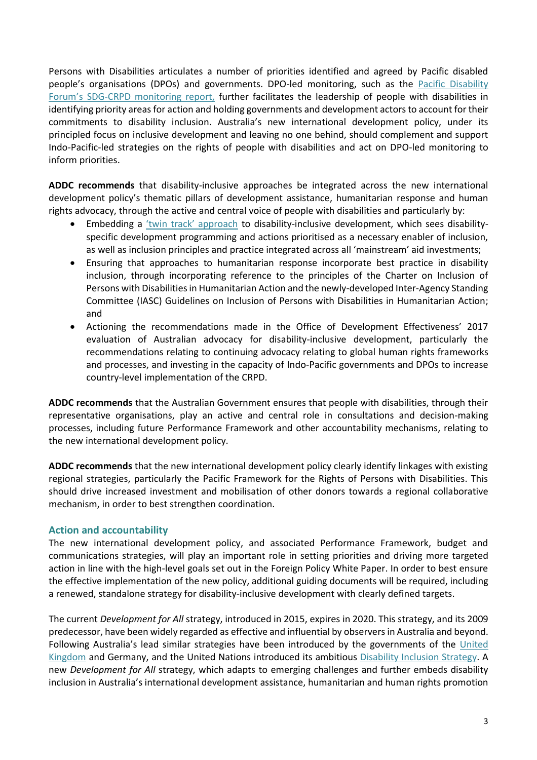Persons with Disabilities articulates a number of priorities identified and agreed by Pacific disabled people's organisations (DPOs) and governments. DPO-led monitoring, such as the Pacific Disability Forum's SDG-CRPD monitoring report, further facilitates the leadership of people with disabilities in identifying priority areas for action and holding governments and development actors to account for their commitments to disability inclusion. Australia's new international development policy, under its principled focus on inclusive development and leaving no one behind, should complement and support Indo-Pacific-led strategies on the rights of people with disabilities and act on DPO-led monitoring to inform priorities.

**ADDC recommends** that disability-inclusive approaches be integrated across the new international development policy's thematic pillars of development assistance, humanitarian response and human rights advocacy, through the active and central voice of people with disabilities and particularly by:

- Embedding a 'twin track' approach to disability-inclusive development, which sees disability-specific development programming and actions prioritised as a necessary enabler of inclusion, as well as inclusion principles and practice integrated across all 'mainstream' aid investments;
- Ensuring that approaches to humanitarian response incorporate best practice in disability inclusion, through incorporating reference to the principles of the Charter on Inclusion of Persons with Disabilities in Humanitarian Action and the newly-developed Inter-Agency Standing Committee (IASC) Guidelines on Inclusion of Persons with Disabilities in Humanitarian Action; and
- Actioning the recommendations made in the Office of Development Effectiveness' 2017 evaluation of Australian advocacy for disability-inclusive development, particularly the recommendations relating to continuing advocacy relating to global human rights frameworks and processes, and investing in the capacity of Indo-Pacific governments and DPOs to increase country-level implementation of the CRPD.

**ADDC recommends** that the Australian Government ensures that people with disabilities, through their representative organisations, play an active and central role in consultations and decision-making processes, including future Performance Framework and other accountability mechanisms, relating to the new international development policy.

**ADDC recommends** that the new international development policy clearly identify linkages with existing regional strategies, particularly the Pacific Framework for the Rights of Persons with Disabilities. This should drive increased investment and mobilisation of other donors towards a regional collaborative mechanism, in order to best strengthen coordination.

## Action and accountability

The new international development policy, and associated Performance Framework, budget and communications strategies, will play an important role in setting priorities and driving more targeted action in line with the high-level goals set out in the Foreign Policy White Paper. In order to best ensure the effective implementation of the new policy, additional guiding documents will be required, including a renewed, standalone strategy for disability-inclusive development with clearly defined targets.

The current *Development for All* strategy, introduced in 2015, expires in 2020. This strategy, and its 2009 predecessor, have been widely regarded as effective and influential by observers in Australia and beyond. Following Australia's lead similar strategies have been introduced by the governments of the United Kingdom and Germany, and the United Nations introduced its ambitious Disability Inclusion Strategy. A new *Development for All* strategy, which adapts to emerging challenges and further embeds disability inclusion in Australia's international development assistance, humanitarian and human rights promotion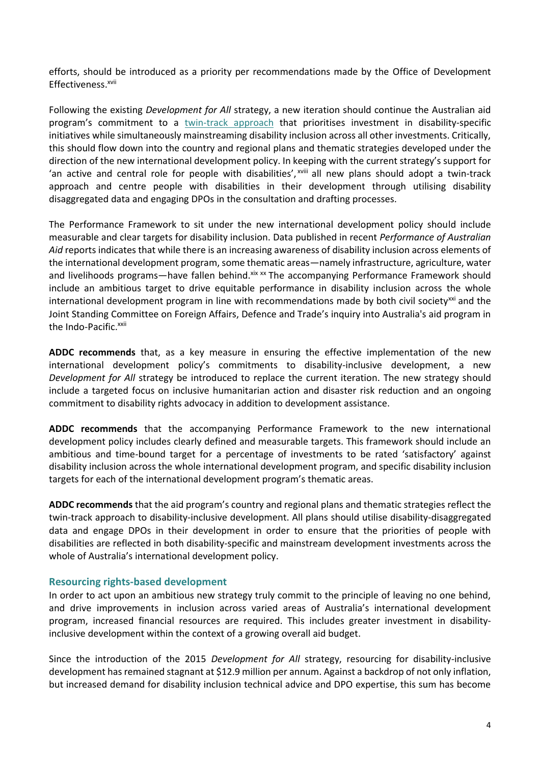efforts, should be introduced as a priority per recommendations made by the Office of Development Effectiveness.[xvii]

Following the existing *Development for All* strategy, a new iteration should continue the Australian aid program's commitment to a twin-track approach that prioritises investment in disability-specific initiatives while simultaneously mainstreaming disability inclusion across all other investments. Critically, this should flow down into the country and regional plans and thematic strategies developed under the direction of the new international development policy. In keeping with the current strategy's support for 'an active and central role for people with disabilities',[xviii] all new plans should adopt a twin-track approach and centre people with disabilities in their development through utilising disability disaggregated data and engaging DPOs in the consultation and drafting processes.

The Performance Framework to sit under the new international development policy should include measurable and clear targets for disability inclusion. Data published in recent *Performance of Australian Aid* reports indicates that while there is an increasing awareness of disability inclusion across elements of the international development program, some thematic areas—namely infrastructure, agriculture, water and livelihoods programs—have fallen behind.[xix] [xx] The accompanying Performance Framework should include an ambitious target to drive equitable performance in disability inclusion across the whole international development program in line with recommendations made by both civil society[xxi] and the Joint Standing Committee on Foreign Affairs, Defence and Trade's inquiry into Australia's aid program in the Indo-Pacific.[xxii]

**ADDC recommends** that, as a key measure in ensuring the effective implementation of the new international development policy's commitments to disability-inclusive development, a new *Development for All* strategy be introduced to replace the current iteration. The new strategy should include a targeted focus on inclusive humanitarian action and disaster risk reduction and an ongoing commitment to disability rights advocacy in addition to development assistance.

**ADDC recommends** that the accompanying Performance Framework to the new international development policy includes clearly defined and measurable targets. This framework should include an ambitious and time-bound target for a percentage of investments to be rated 'satisfactory' against disability inclusion across the whole international development program, and specific disability inclusion targets for each of the international development program's thematic areas.

**ADDC recommends** that the aid program's country and regional plans and thematic strategies reflect the twin-track approach to disability-inclusive development. All plans should utilise disability-disaggregated data and engage DPOs in their development in order to ensure that the priorities of people with disabilities are reflected in both disability-specific and mainstream development investments across the whole of Australia's international development policy.

### Resourcing rights-based development

In order to act upon an ambitious new strategy truly commit to the principle of leaving no one behind, and drive improvements in inclusion across varied areas of Australia's international development program, increased financial resources are required. This includes greater investment in disability-inclusive development within the context of a growing overall aid budget.

Since the introduction of the 2015 *Development for All* strategy, resourcing for disability-inclusive development has remained stagnant at $12.9 million per annum. Against a backdrop of not only inflation, but increased demand for disability inclusion technical advice and DPO expertise, this sum has become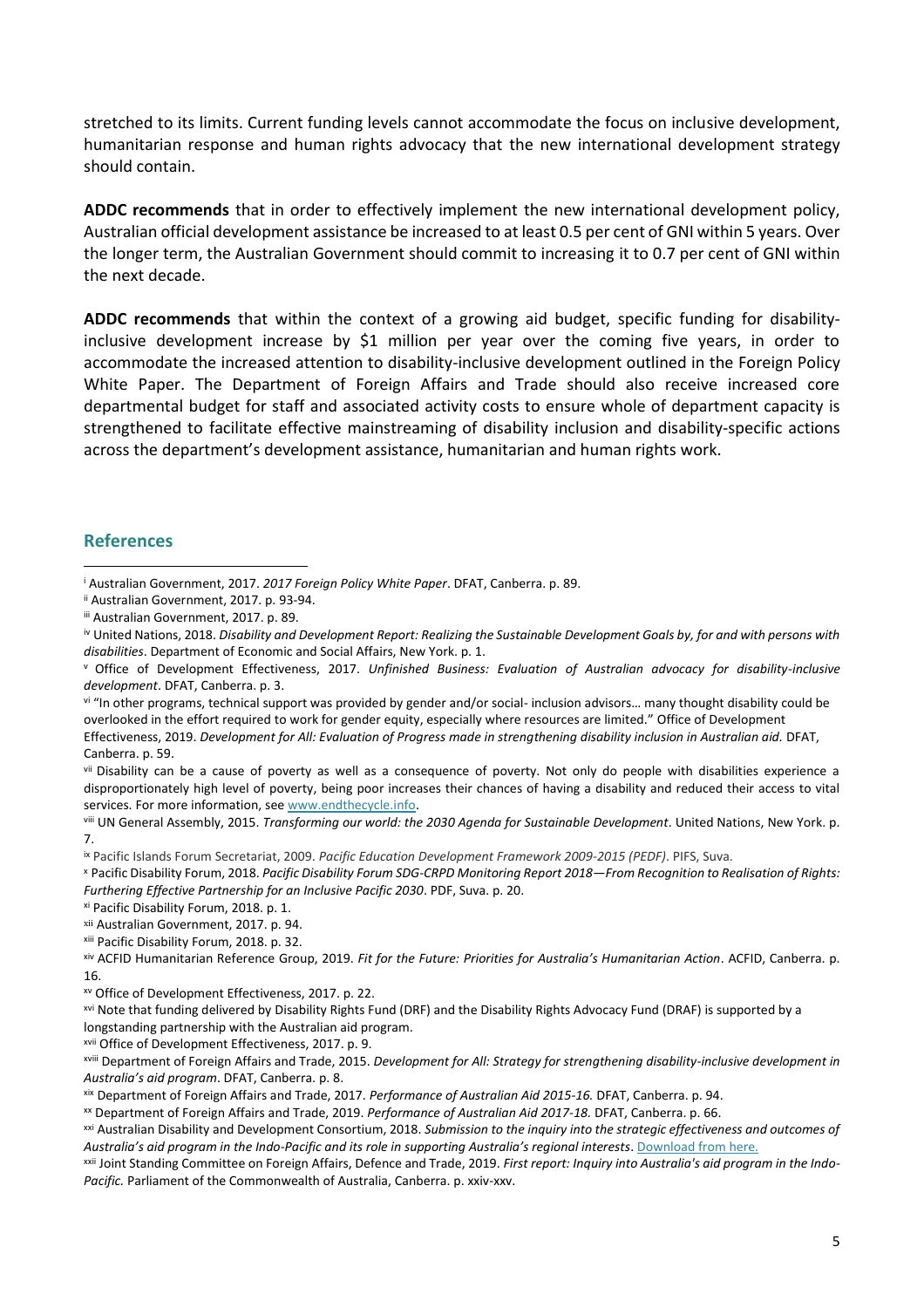stretched to its limits. Current funding levels cannot accommodate the focus on inclusive development, humanitarian response and human rights advocacy that the new international development strategy should contain.

**ADDC recommends** that in order to effectively implement the new international development policy, Australian official development assistance be increased to at least 0.5 per cent of GNI within 5 years. Over the longer term, the Australian Government should commit to increasing it to 0.7 per cent of GNI within the next decade.

**ADDC recommends** that within the context of a growing aid budget, specific funding for disability-inclusive development increase by $1 million per year over the coming five years, in order to accommodate the increased attention to disability-inclusive development outlined in the Foreign Policy White Paper. The Department of Foreign Affairs and Trade should also receive increased core departmental budget for staff and associated activity costs to ensure whole of department capacity is strengthened to facilitate effective mainstreaming of disability inclusion and disability-specific actions across the department's development assistance, humanitarian and human rights work.

## References

[i] Australian Government, 2017. *2017 Foreign Policy White Paper*. DFAT, Canberra. p. 89.

[ii] Australian Government, 2017. p. 93-94.

[iii] Australian Government, 2017. p. 89.

[iv] United Nations, 2018. *Disability and Development Report: Realizing the Sustainable Development Goals by, for and with persons with disabilities*. Department of Economic and Social Affairs, New York. p. 1.

[v] Office of Development Effectiveness, 2017. *Unfinished Business: Evaluation of Australian advocacy for disability-inclusive development*. DFAT, Canberra. p. 3.

[vi] "In other programs, technical support was provided by gender and/or social- inclusion advisors… many thought disability could be overlooked in the effort required to work for gender equity, especially where resources are limited." Office of Development Effectiveness, 2019. *Development for All: Evaluation of Progress made in strengthening disability inclusion in Australian aid.* DFAT, Canberra. p. 59.

[vii] Disability can be a cause of poverty as well as a consequence of poverty. Not only do people with disabilities experience a disproportionately high level of poverty, being poor increases their chances of having a disability and reduced their access to vital services. For more information, see www.endthecycle.info.

[viii] UN General Assembly, 2015. *Transforming our world: the 2030 Agenda for Sustainable Development*. United Nations, New York. p. 7.

[ix] Pacific Islands Forum Secretariat, 2009. *Pacific Education Development Framework 2009-2015 (PEDF)*. PIFS, Suva.

[x] Pacific Disability Forum, 2018. *Pacific Disability Forum SDG-CRPD Monitoring Report 2018—From Recognition to Realisation of Rights: Furthering Effective Partnership for an Inclusive Pacific 2030*. PDF, Suva. p. 20.

[xi] Pacific Disability Forum, 2018. p. 1.

[xii] Australian Government, 2017. p. 94.

[xiii] Pacific Disability Forum, 2018. p. 32.

[xiv] ACFID Humanitarian Reference Group, 2019. *Fit for the Future: Priorities for Australia's Humanitarian Action*. ACFID, Canberra. p. 16.

[xv] Office of Development Effectiveness, 2017. p. 22.

[xvi] Note that funding delivered by Disability Rights Fund (DRF) and the Disability Rights Advocacy Fund (DRAF) is supported by a longstanding partnership with the Australian aid program.

[xvii] Office of Development Effectiveness, 2017. p. 9.

[xviii] Department of Foreign Affairs and Trade, 2015. *Development for All: Strategy for strengthening disability-inclusive development in Australia's aid program*. DFAT, Canberra. p. 8.

[xix] Department of Foreign Affairs and Trade, 2017. *Performance of Australian Aid 2015-16.* DFAT, Canberra. p. 94.

[xx] Department of Foreign Affairs and Trade, 2019. *Performance of Australian Aid 2017-18.* DFAT, Canberra. p. 66.

[xxi] Australian Disability and Development Consortium, 2018. *Submission to the inquiry into the strategic effectiveness and outcomes of Australia's aid program in the Indo-Pacific and its role in supporting Australia's regional interests*. Download from here.

[xxii] Joint Standing Committee on Foreign Affairs, Defence and Trade, 2019. *First report: Inquiry into Australia's aid program in the Indo-Pacific.* Parliament of the Commonwealth of Australia, Canberra. p. xxiv-xxv.